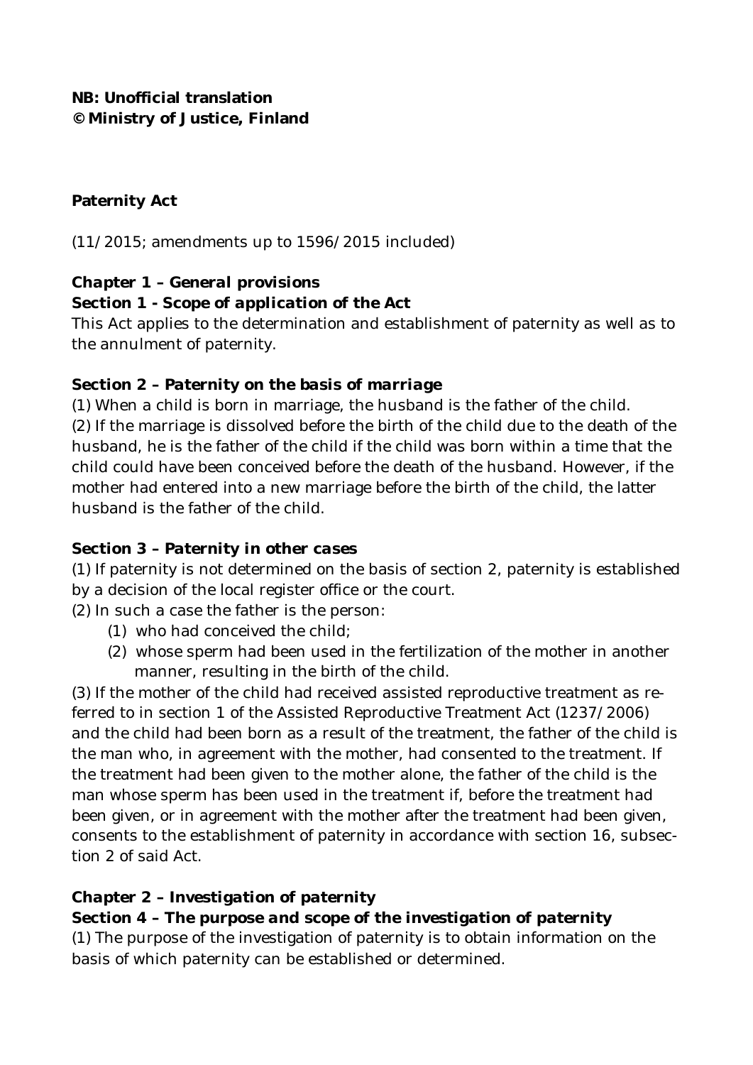**NB: Unofficial translation**
**© Ministry of Justice, Finland**

# Paternity Act

(11/2015; amendments up to 1596/2015 included)

## Chapter 1 – General provisions

### Section 1 - Scope of application of the Act

This Act applies to the determination and establishment of paternity as well as to the annulment of paternity.

### Section 2 – Paternity on the basis of marriage

(1) When a child is born in marriage, the husband is the father of the child.
(2) If the marriage is dissolved before the birth of the child due to the death of the husband, he is the father of the child if the child was born within a time that the child could have been conceived before the death of the husband. However, if the mother had entered into a new marriage before the birth of the child, the latter husband is the father of the child.

### Section 3 – Paternity in other cases

(1) If paternity is not determined on the basis of section 2, paternity is established by a decision of the local register office or the court.
(2) In such a case the father is the person:

(1) who had conceived the child;
(2) whose sperm had been used in the fertilization of the mother in another manner, resulting in the birth of the child.

(3) If the mother of the child had received assisted reproductive treatment as referred to in section 1 of the Assisted Reproductive Treatment Act (1237/2006) and the child had been born as a result of the treatment, the father of the child is the man who, in agreement with the mother, had consented to the treatment. If the treatment had been given to the mother alone, the father of the child is the man whose sperm has been used in the treatment if, before the treatment had been given, or in agreement with the mother after the treatment had been given, consents to the establishment of paternity in accordance with section 16, subsection 2 of said Act.

## Chapter 2 – Investigation of paternity

### Section 4 – The purpose and scope of the investigation of paternity

(1) The purpose of the investigation of paternity is to obtain information on the basis of which paternity can be established or determined.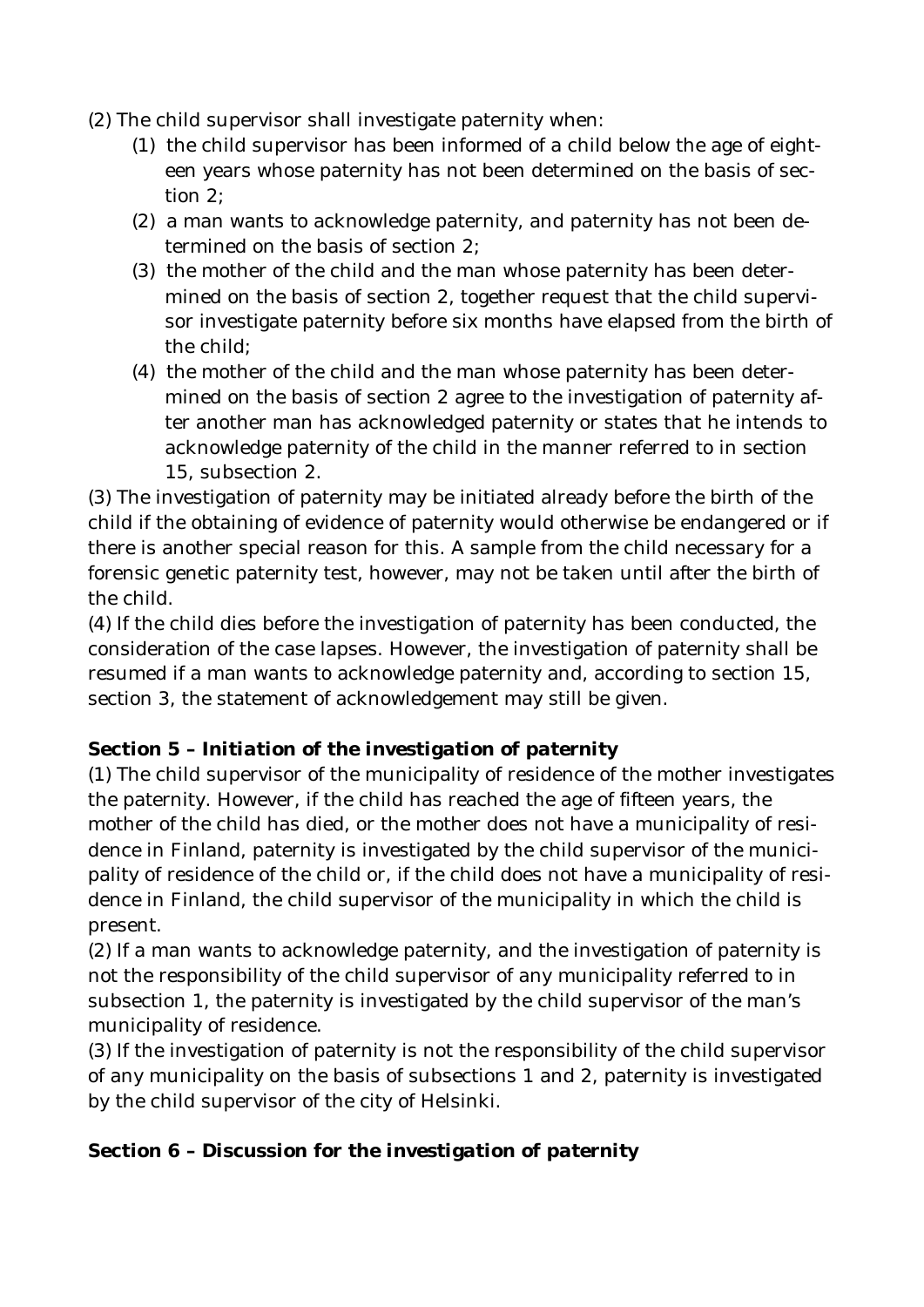(2) The child supervisor shall investigate paternity when:

(1) the child supervisor has been informed of a child below the age of eighteen years whose paternity has not been determined on the basis of section 2;

(2) a man wants to acknowledge paternity, and paternity has not been determined on the basis of section 2;

(3) the mother of the child and the man whose paternity has been determined on the basis of section 2, together request that the child supervisor investigate paternity before six months have elapsed from the birth of the child;

(4) the mother of the child and the man whose paternity has been determined on the basis of section 2 agree to the investigation of paternity after another man has acknowledged paternity or states that he intends to acknowledge paternity of the child in the manner referred to in section 15, subsection 2.

(3) The investigation of paternity may be initiated already before the birth of the child if the obtaining of evidence of paternity would otherwise be endangered or if there is another special reason for this. A sample from the child necessary for a forensic genetic paternity test, however, may not be taken until after the birth of the child.

(4) If the child dies before the investigation of paternity has been conducted, the consideration of the case lapses. However, the investigation of paternity shall be resumed if a man wants to acknowledge paternity and, according to section 15, section 3, the statement of acknowledgement may still be given.

**Section 5 – Initiation of the investigation of paternity**

(1) The child supervisor of the municipality of residence of the mother investigates the paternity. However, if the child has reached the age of fifteen years, the mother of the child has died, or the mother does not have a municipality of residence in Finland, paternity is investigated by the child supervisor of the municipality of residence of the child or, if the child does not have a municipality of residence in Finland, the child supervisor of the municipality in which the child is present.

(2) If a man wants to acknowledge paternity, and the investigation of paternity is not the responsibility of the child supervisor of any municipality referred to in subsection 1, the paternity is investigated by the child supervisor of the man's municipality of residence.

(3) If the investigation of paternity is not the responsibility of the child supervisor of any municipality on the basis of subsections 1 and 2, paternity is investigated by the child supervisor of the city of Helsinki.

**Section 6 – Discussion for the investigation of paternity**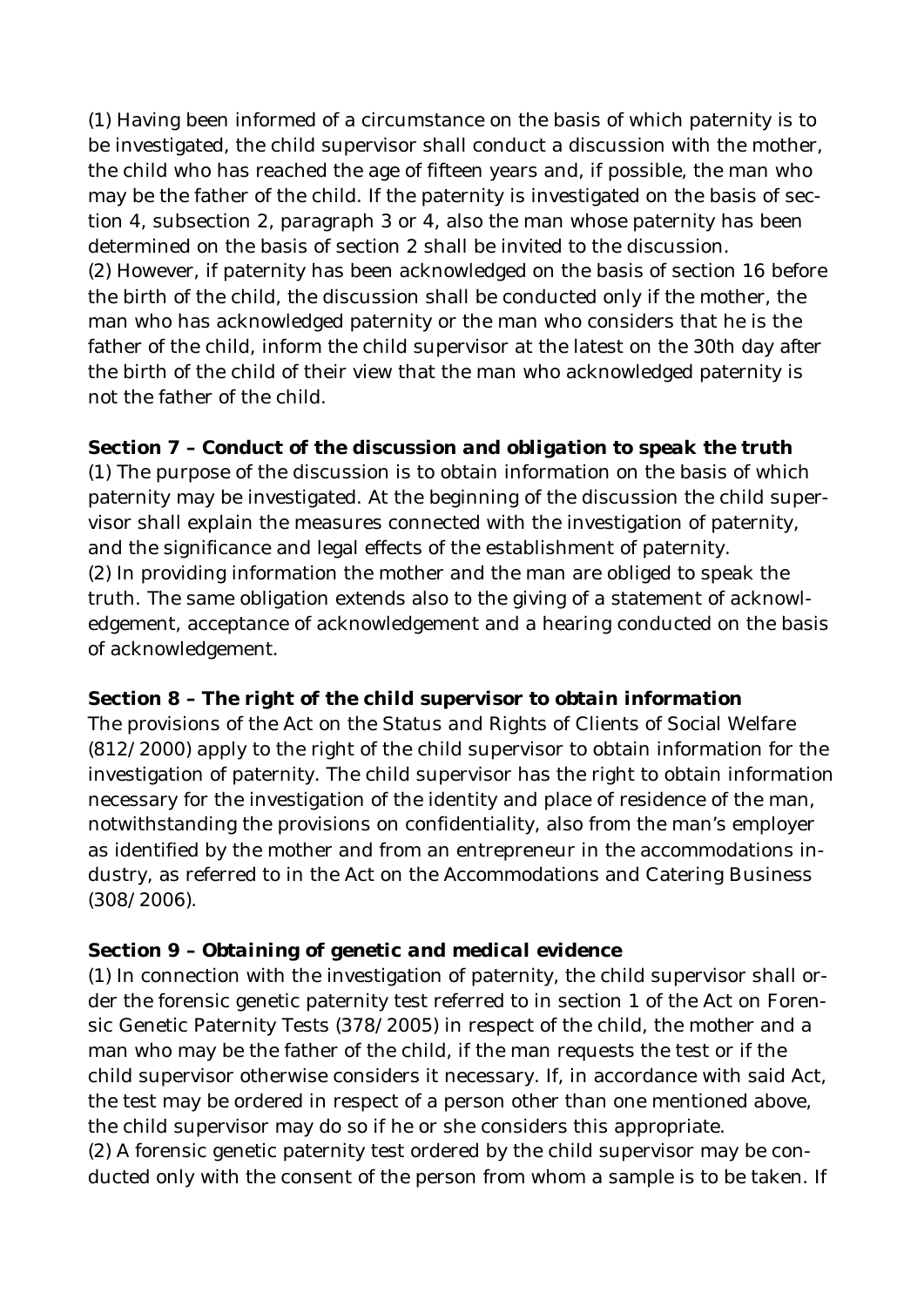(1) Having been informed of a circumstance on the basis of which paternity is to be investigated, the child supervisor shall conduct a discussion with the mother, the child who has reached the age of fifteen years and, if possible, the man who may be the father of the child. If the paternity is investigated on the basis of section 4, subsection 2, paragraph 3 or 4, also the man whose paternity has been determined on the basis of section 2 shall be invited to the discussion.
(2) However, if paternity has been acknowledged on the basis of section 16 before the birth of the child, the discussion shall be conducted only if the mother, the man who has acknowledged paternity or the man who considers that he is the father of the child, inform the child supervisor at the latest on the 30th day after the birth of the child of their view that the man who acknowledged paternity is not the father of the child.

**Section 7 – Conduct of the discussion and obligation to speak the truth**
(1) The purpose of the discussion is to obtain information on the basis of which paternity may be investigated. At the beginning of the discussion the child supervisor shall explain the measures connected with the investigation of paternity, and the significance and legal effects of the establishment of paternity.
(2) In providing information the mother and the man are obliged to speak the truth. The same obligation extends also to the giving of a statement of acknowledgement, acceptance of acknowledgement and a hearing conducted on the basis of acknowledgement.

**Section 8 – The right of the child supervisor to obtain information**
The provisions of the Act on the Status and Rights of Clients of Social Welfare (812/2000) apply to the right of the child supervisor to obtain information for the investigation of paternity. The child supervisor has the right to obtain information necessary for the investigation of the identity and place of residence of the man, notwithstanding the provisions on confidentiality, also from the man's employer as identified by the mother and from an entrepreneur in the accommodations industry, as referred to in the Act on the Accommodations and Catering Business (308/2006).

**Section 9 – Obtaining of genetic and medical evidence**
(1) In connection with the investigation of paternity, the child supervisor shall order the forensic genetic paternity test referred to in section 1 of the Act on Forensic Genetic Paternity Tests (378/2005) in respect of the child, the mother and a man who may be the father of the child, if the man requests the test or if the child supervisor otherwise considers it necessary. If, in accordance with said Act, the test may be ordered in respect of a person other than one mentioned above, the child supervisor may do so if he or she considers this appropriate.
(2) A forensic genetic paternity test ordered by the child supervisor may be conducted only with the consent of the person from whom a sample is to be taken. If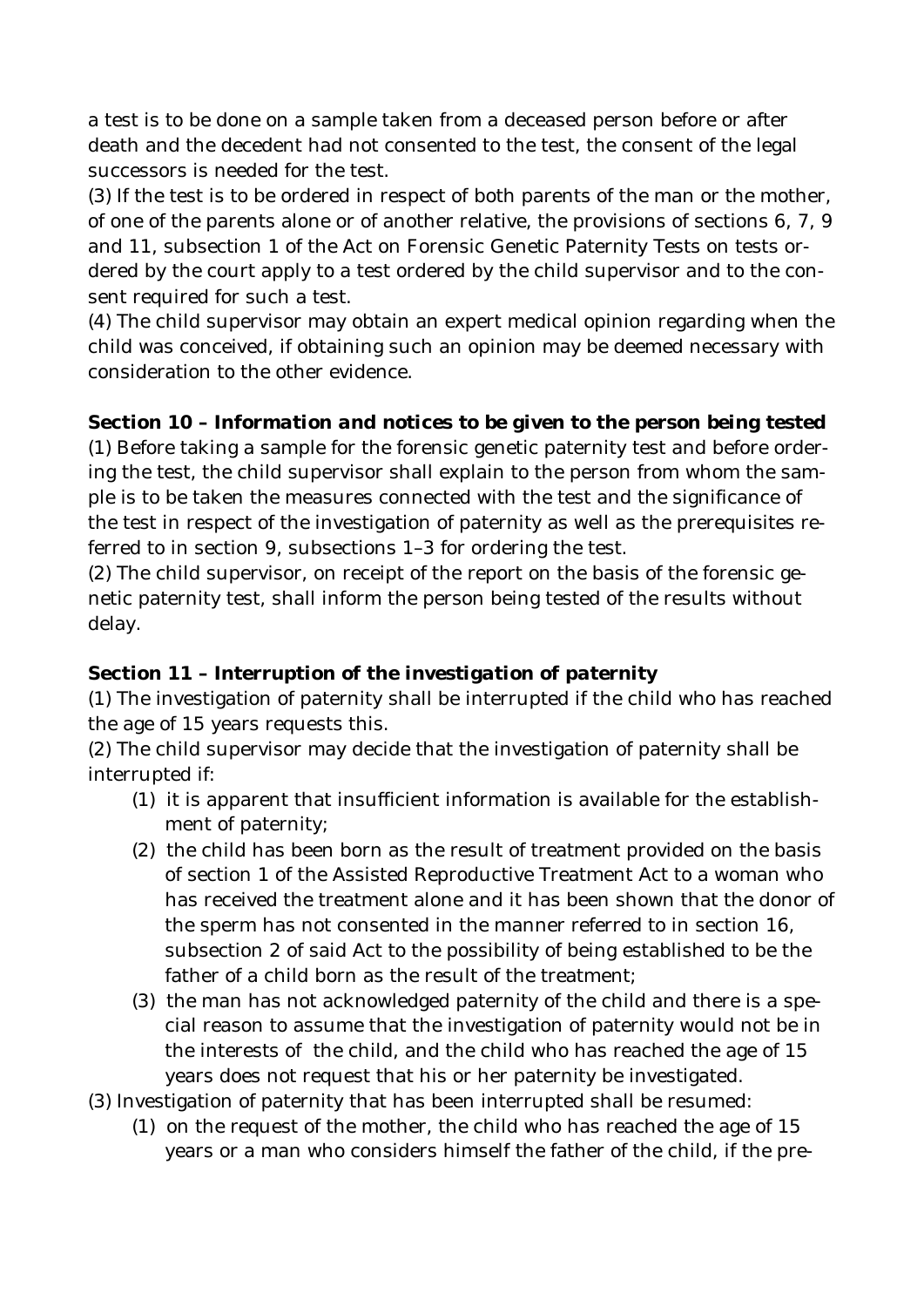a test is to be done on a sample taken from a deceased person before or after death and the decedent had not consented to the test, the consent of the legal successors is needed for the test.

(3) If the test is to be ordered in respect of both parents of the man or the mother, of one of the parents alone or of another relative, the provisions of sections 6, 7, 9 and 11, subsection 1 of the Act on Forensic Genetic Paternity Tests on tests ordered by the court apply to a test ordered by the child supervisor and to the consent required for such a test.

(4) The child supervisor may obtain an expert medical opinion regarding when the child was conceived, if obtaining such an opinion may be deemed necessary with consideration to the other evidence.

**Section 10 – *Information and notices to be given to the person being tested***

(1) Before taking a sample for the forensic genetic paternity test and before ordering the test, the child supervisor shall explain to the person from whom the sample is to be taken the measures connected with the test and the significance of the test in respect of the investigation of paternity as well as the prerequisites referred to in section 9, subsections 1–3 for ordering the test.

(2) The child supervisor, on receipt of the report on the basis of the forensic genetic paternity test, shall inform the person being tested of the results without delay.

**Section 11 – *Interruption of the investigation of paternity***

(1) The investigation of paternity shall be interrupted if the child who has reached the age of 15 years requests this.

(2) The child supervisor may decide that the investigation of paternity shall be interrupted if:

(1) it is apparent that insufficient information is available for the establishment of paternity;

(2) the child has been born as the result of treatment provided on the basis of section 1 of the Assisted Reproductive Treatment Act to a woman who has received the treatment alone and it has been shown that the donor of the sperm has not consented in the manner referred to in section 16, subsection 2 of said Act to the possibility of being established to be the father of a child born as the result of the treatment;

(3) the man has not acknowledged paternity of the child and there is a special reason to assume that the investigation of paternity would not be in the interests of the child, and the child who has reached the age of 15 years does not request that his or her paternity be investigated.

(3) Investigation of paternity that has been interrupted shall be resumed:

(1) on the request of the mother, the child who has reached the age of 15 years or a man who considers himself the father of the child, if the pre-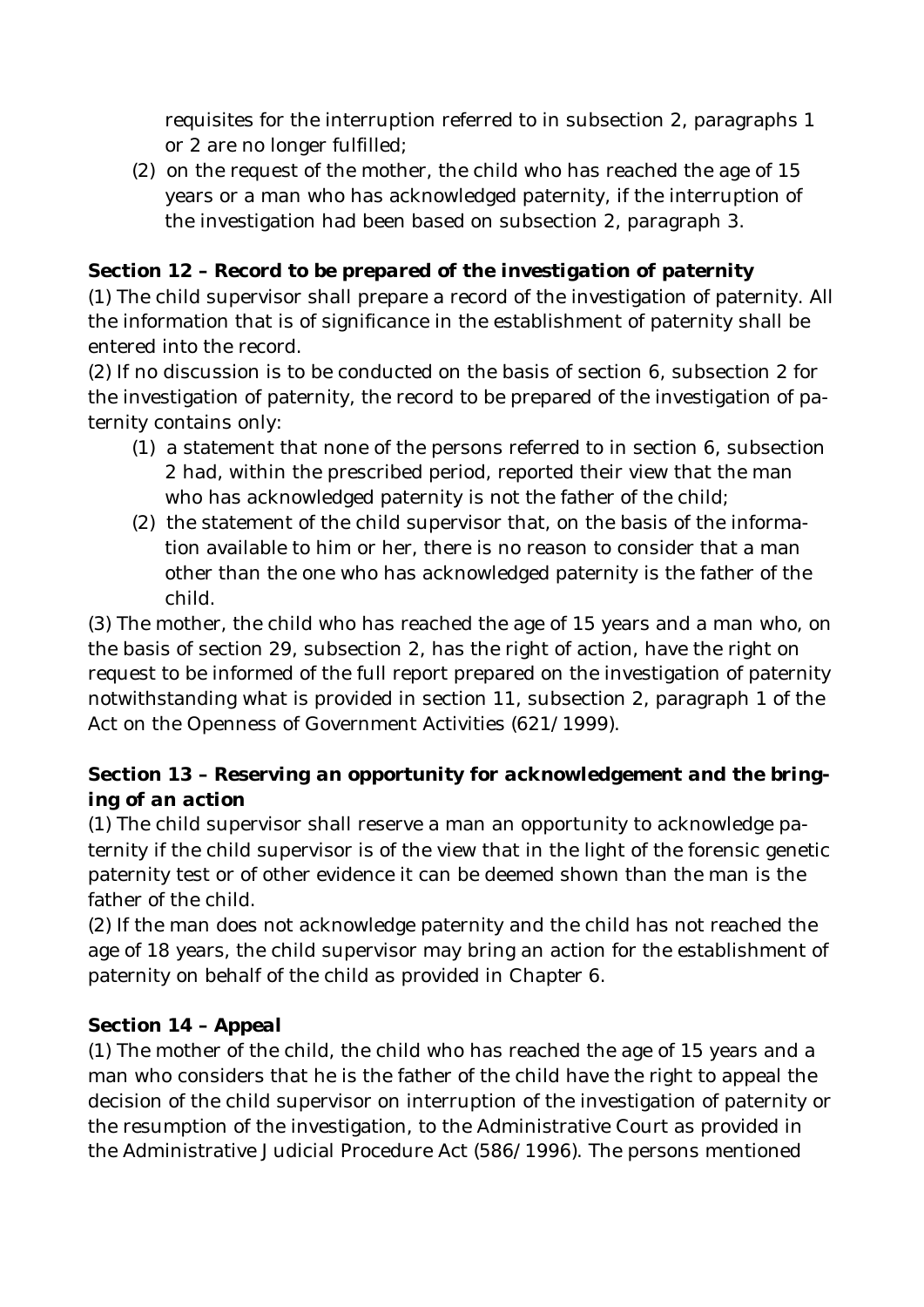requisites for the interruption referred to in subsection 2, paragraphs 1 or 2 are no longer fulfilled;

(2) on the request of the mother, the child who has reached the age of 15 years or a man who has acknowledged paternity, if the interruption of the investigation had been based on subsection 2, paragraph 3.

**Section 12 – *Record to be prepared of the investigation of paternity***

(1) The child supervisor shall prepare a record of the investigation of paternity. All the information that is of significance in the establishment of paternity shall be entered into the record.

(2) If no discussion is to be conducted on the basis of section 6, subsection 2 for the investigation of paternity, the record to be prepared of the investigation of paternity contains only:

(1) a statement that none of the persons referred to in section 6, subsection 2 had, within the prescribed period, reported their view that the man who has acknowledged paternity is not the father of the child;

(2) the statement of the child supervisor that, on the basis of the information available to him or her, there is no reason to consider that a man other than the one who has acknowledged paternity is the father of the child.

(3) The mother, the child who has reached the age of 15 years and a man who, on the basis of section 29, subsection 2, has the right of action, have the right on request to be informed of the full report prepared on the investigation of paternity notwithstanding what is provided in section 11, subsection 2, paragraph 1 of the Act on the Openness of Government Activities (621/1999).

**Section 13 – *Reserving an opportunity for acknowledgement and the bringing of an action***

(1) The child supervisor shall reserve a man an opportunity to acknowledge paternity if the child supervisor is of the view that in the light of the forensic genetic paternity test or of other evidence it can be deemed shown than the man is the father of the child.

(2) If the man does not acknowledge paternity and the child has not reached the age of 18 years, the child supervisor may bring an action for the establishment of paternity on behalf of the child as provided in Chapter 6.

**Section 14 – *Appeal***

(1) The mother of the child, the child who has reached the age of 15 years and a man who considers that he is the father of the child have the right to appeal the decision of the child supervisor on interruption of the investigation of paternity or the resumption of the investigation, to the Administrative Court as provided in the Administrative Judicial Procedure Act (586/1996). The persons mentioned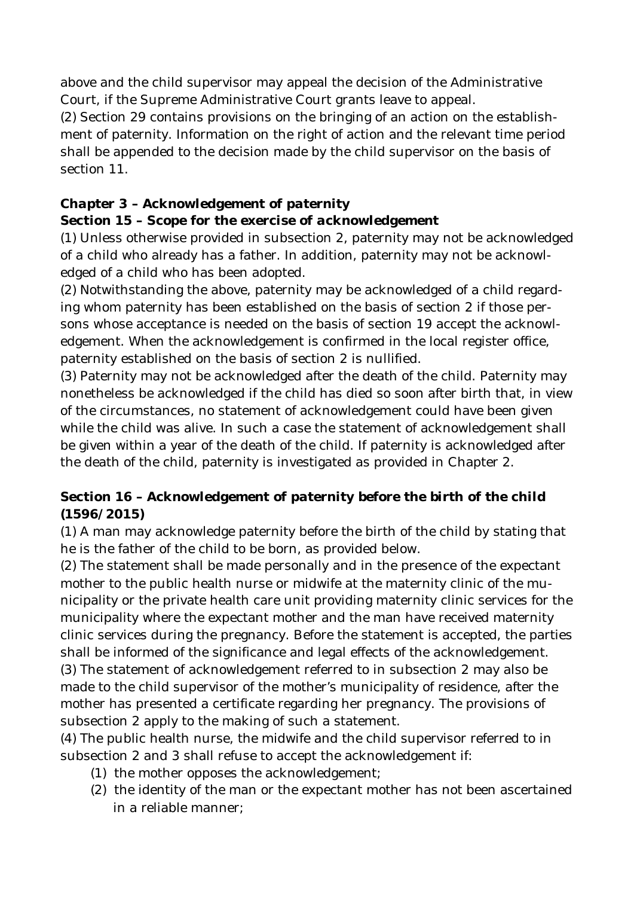above and the child supervisor may appeal the decision of the Administrative Court, if the Supreme Administrative Court grants leave to appeal.

(2) Section 29 contains provisions on the bringing of an action on the establishment of paternity. Information on the right of action and the relevant time period shall be appended to the decision made by the child supervisor on the basis of section 11.

## Chapter 3 – Acknowledgement of paternity

### Section 15 – Scope for the exercise of acknowledgement

(1) Unless otherwise provided in subsection 2, paternity may not be acknowledged of a child who already has a father. In addition, paternity may not be acknowledged of a child who has been adopted.

(2) Notwithstanding the above, paternity may be acknowledged of a child regarding whom paternity has been established on the basis of section 2 if those persons whose acceptance is needed on the basis of section 19 accept the acknowledgement. When the acknowledgement is confirmed in the local register office, paternity established on the basis of section 2 is nullified.

(3) Paternity may not be acknowledged after the death of the child. Paternity may nonetheless be acknowledged if the child has died so soon after birth that, in view of the circumstances, no statement of acknowledgement could have been given while the child was alive. In such a case the statement of acknowledgement shall be given within a year of the death of the child. If paternity is acknowledged after the death of the child, paternity is investigated as provided in Chapter 2.

### Section 16 – Acknowledgement of paternity before the birth of the child (1596/2015)

(1) A man may acknowledge paternity before the birth of the child by stating that he is the father of the child to be born, as provided below.

(2) The statement shall be made personally and in the presence of the expectant mother to the public health nurse or midwife at the maternity clinic of the municipality or the private health care unit providing maternity clinic services for the municipality where the expectant mother and the man have received maternity clinic services during the pregnancy. Before the statement is accepted, the parties shall be informed of the significance and legal effects of the acknowledgement.

(3) The statement of acknowledgement referred to in subsection 2 may also be made to the child supervisor of the mother's municipality of residence, after the mother has presented a certificate regarding her pregnancy. The provisions of subsection 2 apply to the making of such a statement.

(4) The public health nurse, the midwife and the child supervisor referred to in subsection 2 and 3 shall refuse to accept the acknowledgement if:

(1) the mother opposes the acknowledgement;

(2) the identity of the man or the expectant mother has not been ascertained in a reliable manner;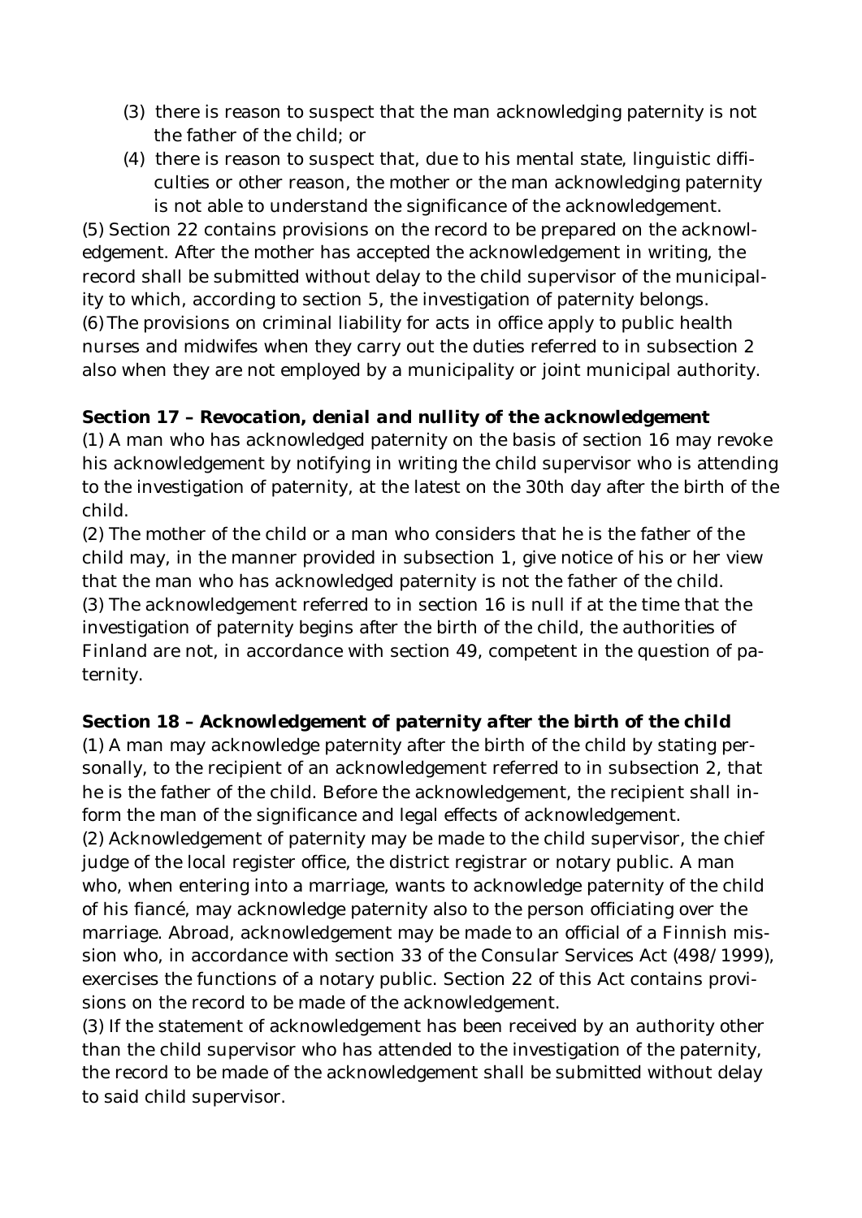(3) there is reason to suspect that the man acknowledging paternity is not the father of the child; or
(4) there is reason to suspect that, due to his mental state, linguistic difficulties or other reason, the mother or the man acknowledging paternity is not able to understand the significance of the acknowledgement.

(5) Section 22 contains provisions on the record to be prepared on the acknowledgement. After the mother has accepted the acknowledgement in writing, the record shall be submitted without delay to the child supervisor of the municipality to which, according to section 5, the investigation of paternity belongs.
(6) The provisions on criminal liability for acts in office apply to public health nurses and midwifes when they carry out the duties referred to in subsection 2 also when they are not employed by a municipality or joint municipal authority.

**Section 17 – Revocation, denial and nullity of the acknowledgement**

(1) A man who has acknowledged paternity on the basis of section 16 may revoke his acknowledgement by notifying in writing the child supervisor who is attending to the investigation of paternity, at the latest on the 30th day after the birth of the child.
(2) The mother of the child or a man who considers that he is the father of the child may, in the manner provided in subsection 1, give notice of his or her view that the man who has acknowledged paternity is not the father of the child.
(3) The acknowledgement referred to in section 16 is null if at the time that the investigation of paternity begins after the birth of the child, the authorities of Finland are not, in accordance with section 49, competent in the question of paternity.

**Section 18 – Acknowledgement of paternity after the birth of the child**

(1) A man may acknowledge paternity after the birth of the child by stating personally, to the recipient of an acknowledgement referred to in subsection 2, that he is the father of the child. Before the acknowledgement, the recipient shall inform the man of the significance and legal effects of acknowledgement.
(2) Acknowledgement of paternity may be made to the child supervisor, the chief judge of the local register office, the district registrar or notary public. A man who, when entering into a marriage, wants to acknowledge paternity of the child of his fiancé, may acknowledge paternity also to the person officiating over the marriage. Abroad, acknowledgement may be made to an official of a Finnish mission who, in accordance with section 33 of the Consular Services Act (498/1999), exercises the functions of a notary public. Section 22 of this Act contains provisions on the record to be made of the acknowledgement.
(3) If the statement of acknowledgement has been received by an authority other than the child supervisor who has attended to the investigation of the paternity, the record to be made of the acknowledgement shall be submitted without delay to said child supervisor.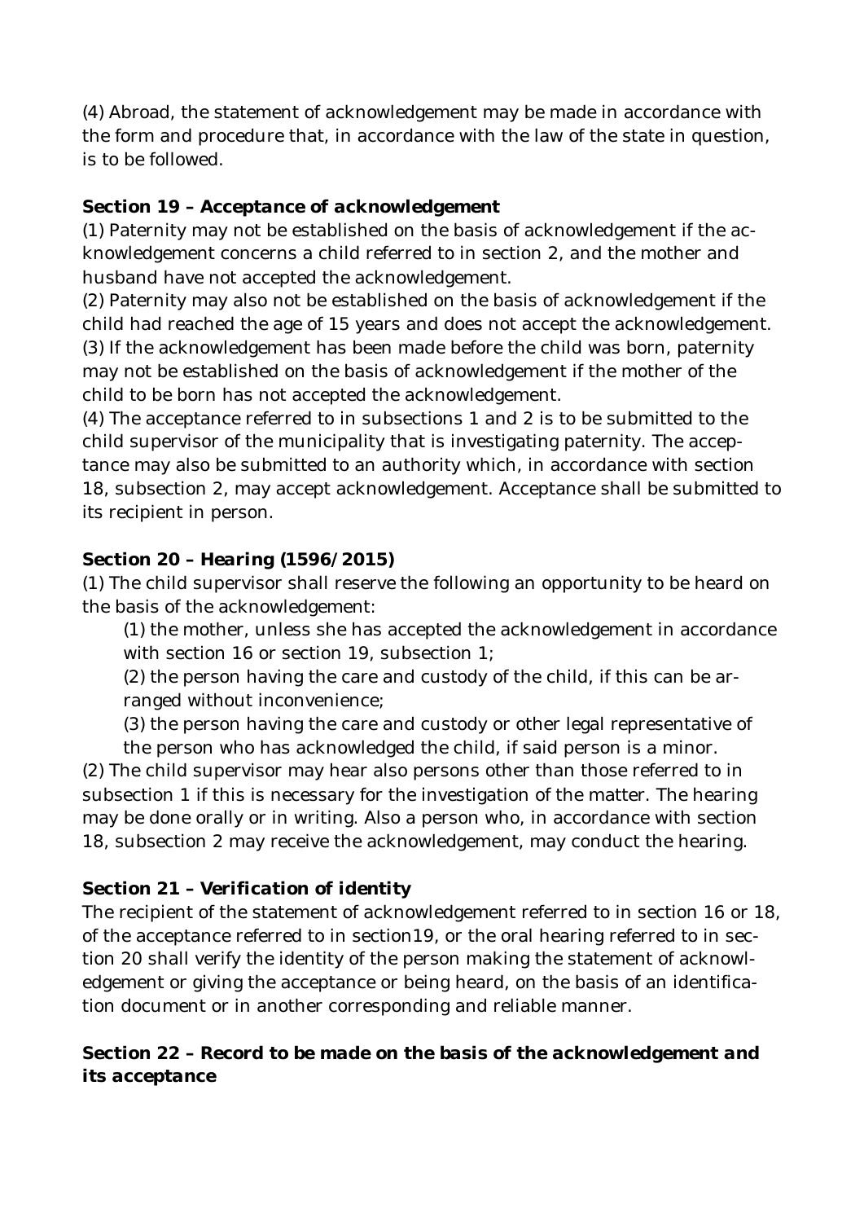(4) Abroad, the statement of acknowledgement may be made in accordance with the form and procedure that, in accordance with the law of the state in question, is to be followed.

**Section 19 – *Acceptance of acknowledgement***

(1) Paternity may not be established on the basis of acknowledgement if the acknowledgement concerns a child referred to in section 2, and the mother and husband have not accepted the acknowledgement.

(2) Paternity may also not be established on the basis of acknowledgement if the child had reached the age of 15 years and does not accept the acknowledgement.

(3) If the acknowledgement has been made before the child was born, paternity may not be established on the basis of acknowledgement if the mother of the child to be born has not accepted the acknowledgement.

(4) The acceptance referred to in subsections 1 and 2 is to be submitted to the child supervisor of the municipality that is investigating paternity. The acceptance may also be submitted to an authority which, in accordance with section 18, subsection 2, may accept acknowledgement. Acceptance shall be submitted to its recipient in person.

**Section 20 – *Hearing (1596/2015)***

(1) The child supervisor shall reserve the following an opportunity to be heard on the basis of the acknowledgement:

(1) the mother, unless she has accepted the acknowledgement in accordance with section 16 or section 19, subsection 1;

(2) the person having the care and custody of the child, if this can be arranged without inconvenience;

(3) the person having the care and custody or other legal representative of the person who has acknowledged the child, if said person is a minor.

(2) The child supervisor may hear also persons other than those referred to in subsection 1 if this is necessary for the investigation of the matter. The hearing may be done orally or in writing. Also a person who, in accordance with section 18, subsection 2 may receive the acknowledgement, may conduct the hearing.

**Section 21 – *Verification of identity***

The recipient of the statement of acknowledgement referred to in section 16 or 18, of the acceptance referred to in section19, or the oral hearing referred to in section 20 shall verify the identity of the person making the statement of acknowledgement or giving the acceptance or being heard, on the basis of an identification document or in another corresponding and reliable manner.

**Section 22 – *Record to be made on the basis of the acknowledgement and its acceptance***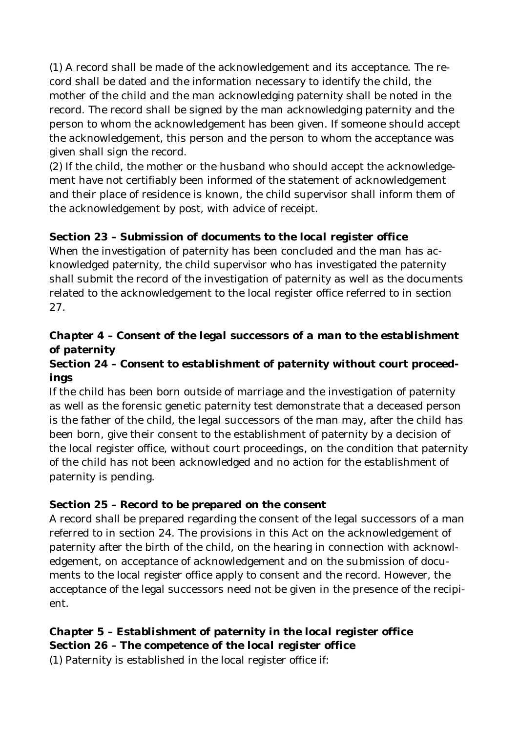(1) A record shall be made of the acknowledgement and its acceptance. The record shall be dated and the information necessary to identify the child, the mother of the child and the man acknowledging paternity shall be noted in the record. The record shall be signed by the man acknowledging paternity and the person to whom the acknowledgement has been given. If someone should accept the acknowledgement, this person and the person to whom the acceptance was given shall sign the record.
(2) If the child, the mother or the husband who should accept the acknowledgement have not certifiably been informed of the statement of acknowledgement and their place of residence is known, the child supervisor shall inform them of the acknowledgement by post, with advice of receipt.

### Section 23 – Submission of documents to the local register office

When the investigation of paternity has been concluded and the man has acknowledged paternity, the child supervisor who has investigated the paternity shall submit the record of the investigation of paternity as well as the documents related to the acknowledgement to the local register office referred to in section 27.

## Chapter 4 – Consent of the legal successors of a man to the establishment of paternity

### Section 24 – Consent to establishment of paternity without court proceedings

If the child has been born outside of marriage and the investigation of paternity as well as the forensic genetic paternity test demonstrate that a deceased person is the father of the child, the legal successors of the man may, after the child has been born, give their consent to the establishment of paternity by a decision of the local register office, without court proceedings, on the condition that paternity of the child has not been acknowledged and no action for the establishment of paternity is pending.

### Section 25 – Record to be prepared on the consent

A record shall be prepared regarding the consent of the legal successors of a man referred to in section 24. The provisions in this Act on the acknowledgement of paternity after the birth of the child, on the hearing in connection with acknowledgement, on acceptance of acknowledgement and on the submission of documents to the local register office apply to consent and the record. However, the acceptance of the legal successors need not be given in the presence of the recipient.

## Chapter 5 – Establishment of paternity in the local register office

### Section 26 – The competence of the local register office

(1) Paternity is established in the local register office if: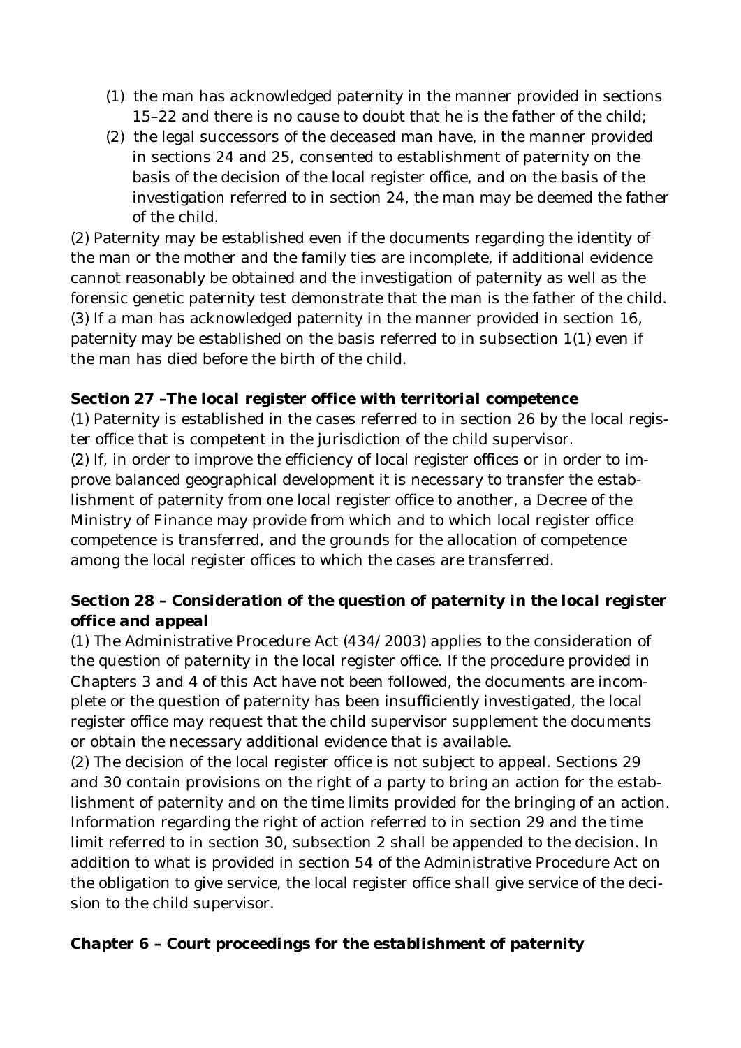(1) the man has acknowledged paternity in the manner provided in sections 15–22 and there is no cause to doubt that he is the father of the child;
(2) the legal successors of the deceased man have, in the manner provided in sections 24 and 25, consented to establishment of paternity on the basis of the decision of the local register office, and on the basis of the investigation referred to in section 24, the man may be deemed the father of the child.

(2) Paternity may be established even if the documents regarding the identity of the man or the mother and the family ties are incomplete, if additional evidence cannot reasonably be obtained and the investigation of paternity as well as the forensic genetic paternity test demonstrate that the man is the father of the child.
(3) If a man has acknowledged paternity in the manner provided in section 16, paternity may be established on the basis referred to in subsection 1(1) even if the man has died before the birth of the child.

**Section 27 –The local register office with territorial competence**
(1) Paternity is established in the cases referred to in section 26 by the local register office that is competent in the jurisdiction of the child supervisor.
(2) If, in order to improve the efficiency of local register offices or in order to improve balanced geographical development it is necessary to transfer the establishment of paternity from one local register office to another, a Decree of the Ministry of Finance may provide from which and to which local register office competence is transferred, and the grounds for the allocation of competence among the local register offices to which the cases are transferred.

**Section 28 – Consideration of the question of paternity in the local register office and appeal**
(1) The Administrative Procedure Act (434/2003) applies to the consideration of the question of paternity in the local register office. If the procedure provided in Chapters 3 and 4 of this Act have not been followed, the documents are incomplete or the question of paternity has been insufficiently investigated, the local register office may request that the child supervisor supplement the documents or obtain the necessary additional evidence that is available.
(2) The decision of the local register office is not subject to appeal. Sections 29 and 30 contain provisions on the right of a party to bring an action for the establishment of paternity and on the time limits provided for the bringing of an action. Information regarding the right of action referred to in section 29 and the time limit referred to in section 30, subsection 2 shall be appended to the decision. In addition to what is provided in section 54 of the Administrative Procedure Act on the obligation to give service, the local register office shall give service of the decision to the child supervisor.

**Chapter 6 – Court proceedings for the establishment of paternity**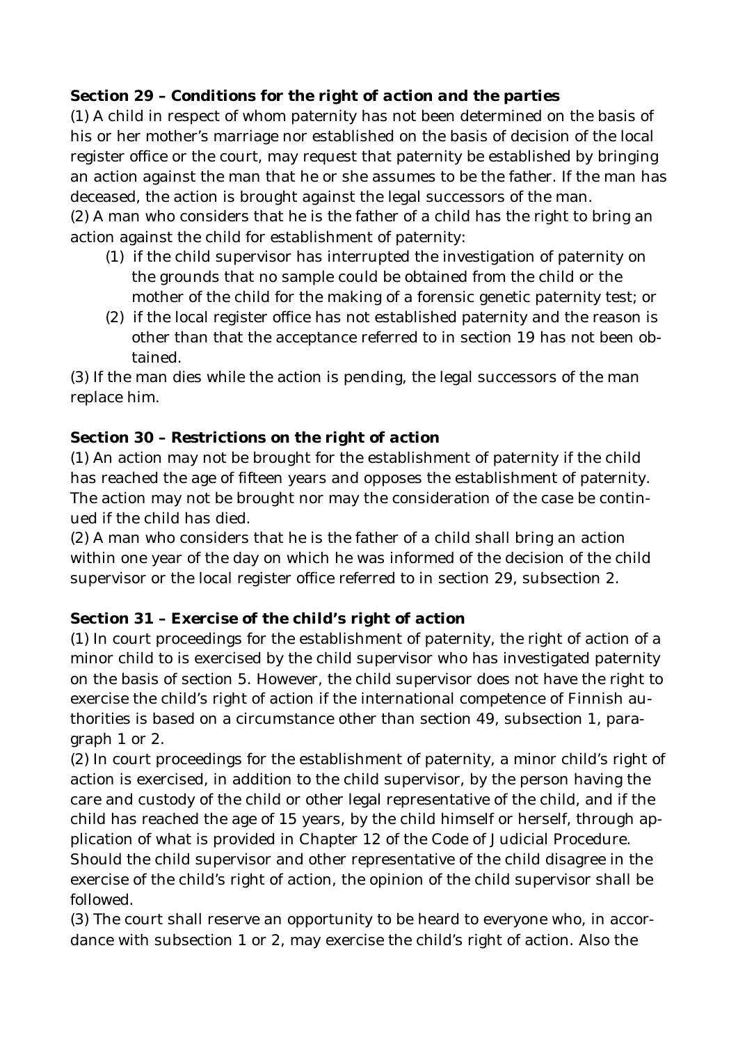**Section 29 – Conditions for the right of action and the parties**

(1) A child in respect of whom paternity has not been determined on the basis of his or her mother's marriage nor established on the basis of decision of the local register office or the court, may request that paternity be established by bringing an action against the man that he or she assumes to be the father. If the man has deceased, the action is brought against the legal successors of the man.

(2) A man who considers that he is the father of a child has the right to bring an action against the child for establishment of paternity:

(1) if the child supervisor has interrupted the investigation of paternity on the grounds that no sample could be obtained from the child or the mother of the child for the making of a forensic genetic paternity test; or

(2) if the local register office has not established paternity and the reason is other than that the acceptance referred to in section 19 has not been obtained.

(3) If the man dies while the action is pending, the legal successors of the man replace him.

**Section 30 – Restrictions on the right of action**

(1) An action may not be brought for the establishment of paternity if the child has reached the age of fifteen years and opposes the establishment of paternity. The action may not be brought nor may the consideration of the case be continued if the child has died.

(2) A man who considers that he is the father of a child shall bring an action within one year of the day on which he was informed of the decision of the child supervisor or the local register office referred to in section 29, subsection 2.

**Section 31 – Exercise of the child's right of action**

(1) In court proceedings for the establishment of paternity, the right of action of a minor child to is exercised by the child supervisor who has investigated paternity on the basis of section 5. However, the child supervisor does not have the right to exercise the child's right of action if the international competence of Finnish authorities is based on a circumstance other than section 49, subsection 1, paragraph 1 or 2.

(2) In court proceedings for the establishment of paternity, a minor child's right of action is exercised, in addition to the child supervisor, by the person having the care and custody of the child or other legal representative of the child, and if the child has reached the age of 15 years, by the child himself or herself, through application of what is provided in Chapter 12 of the Code of Judicial Procedure. Should the child supervisor and other representative of the child disagree in the exercise of the child's right of action, the opinion of the child supervisor shall be followed.

(3) The court shall reserve an opportunity to be heard to everyone who, in accordance with subsection 1 or 2, may exercise the child's right of action. Also the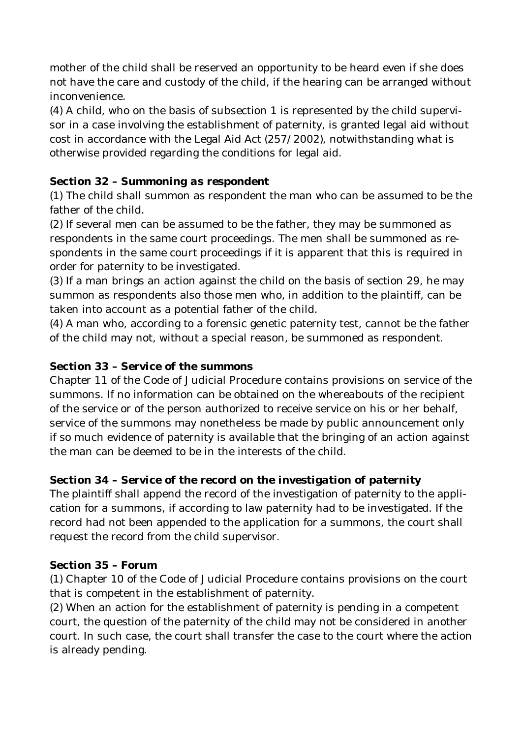mother of the child shall be reserved an opportunity to be heard even if she does not have the care and custody of the child, if the hearing can be arranged without inconvenience.

(4) A child, who on the basis of subsection 1 is represented by the child supervisor in a case involving the establishment of paternity, is granted legal aid without cost in accordance with the Legal Aid Act (257/2002), notwithstanding what is otherwise provided regarding the conditions for legal aid.

**Section 32 – Summoning as respondent**

(1) The child shall summon as respondent the man who can be assumed to be the father of the child.

(2) If several men can be assumed to be the father, they may be summoned as respondents in the same court proceedings. The men shall be summoned as respondents in the same court proceedings if it is apparent that this is required in order for paternity to be investigated.

(3) If a man brings an action against the child on the basis of section 29, he may summon as respondents also those men who, in addition to the plaintiff, can be taken into account as a potential father of the child.

(4) A man who, according to a forensic genetic paternity test, cannot be the father of the child may not, without a special reason, be summoned as respondent.

**Section 33 – Service of the summons**

Chapter 11 of the Code of Judicial Procedure contains provisions on service of the summons. If no information can be obtained on the whereabouts of the recipient of the service or of the person authorized to receive service on his or her behalf, service of the summons may nonetheless be made by public announcement only if so much evidence of paternity is available that the bringing of an action against the man can be deemed to be in the interests of the child.

**Section 34 – Service of the record on the investigation of paternity**

The plaintiff shall append the record of the investigation of paternity to the application for a summons, if according to law paternity had to be investigated. If the record had not been appended to the application for a summons, the court shall request the record from the child supervisor.

**Section 35 – Forum**

(1) Chapter 10 of the Code of Judicial Procedure contains provisions on the court that is competent in the establishment of paternity.

(2) When an action for the establishment of paternity is pending in a competent court, the question of the paternity of the child may not be considered in another court. In such case, the court shall transfer the case to the court where the action is already pending.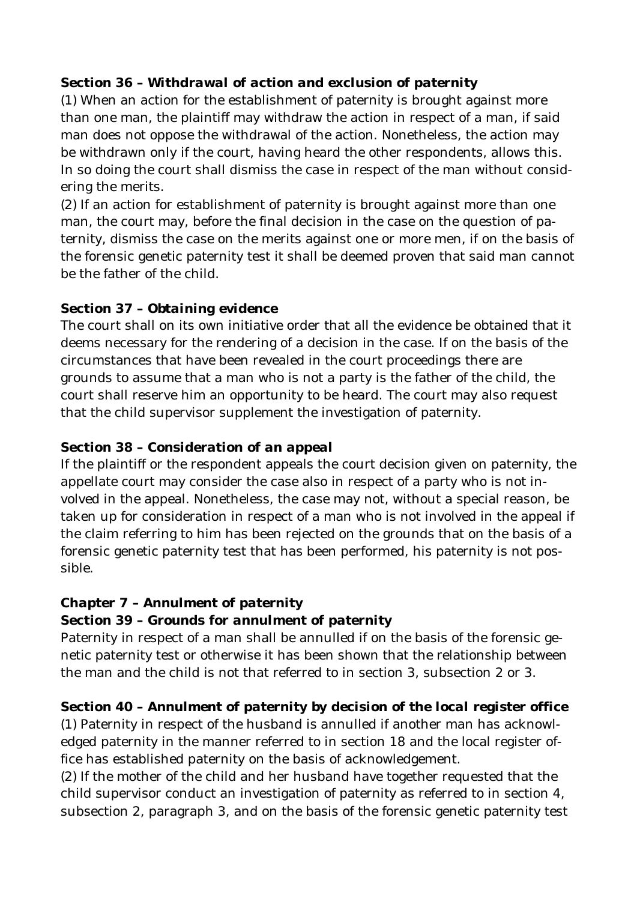**Section 36 – Withdrawal of action and exclusion of paternity**

(1) When an action for the establishment of paternity is brought against more than one man, the plaintiff may withdraw the action in respect of a man, if said man does not oppose the withdrawal of the action. Nonetheless, the action may be withdrawn only if the court, having heard the other respondents, allows this. In so doing the court shall dismiss the case in respect of the man without considering the merits.

(2) If an action for establishment of paternity is brought against more than one man, the court may, before the final decision in the case on the question of paternity, dismiss the case on the merits against one or more men, if on the basis of the forensic genetic paternity test it shall be deemed proven that said man cannot be the father of the child.

**Section 37 – Obtaining evidence**

The court shall on its own initiative order that all the evidence be obtained that it deems necessary for the rendering of a decision in the case. If on the basis of the circumstances that have been revealed in the court proceedings there are grounds to assume that a man who is not a party is the father of the child, the court shall reserve him an opportunity to be heard. The court may also request that the child supervisor supplement the investigation of paternity.

**Section 38 – Consideration of an appeal**

If the plaintiff or the respondent appeals the court decision given on paternity, the appellate court may consider the case also in respect of a party who is not involved in the appeal. Nonetheless, the case may not, without a special reason, be taken up for consideration in respect of a man who is not involved in the appeal if the claim referring to him has been rejected on the grounds that on the basis of a forensic genetic paternity test that has been performed, his paternity is not possible.

**Chapter 7 – Annulment of paternity**

**Section 39 – Grounds for annulment of paternity**

Paternity in respect of a man shall be annulled if on the basis of the forensic genetic paternity test or otherwise it has been shown that the relationship between the man and the child is not that referred to in section 3, subsection 2 or 3.

**Section 40 – Annulment of paternity by decision of the local register office**

(1) Paternity in respect of the husband is annulled if another man has acknowledged paternity in the manner referred to in section 18 and the local register office has established paternity on the basis of acknowledgement.

(2) If the mother of the child and her husband have together requested that the child supervisor conduct an investigation of paternity as referred to in section 4, subsection 2, paragraph 3, and on the basis of the forensic genetic paternity test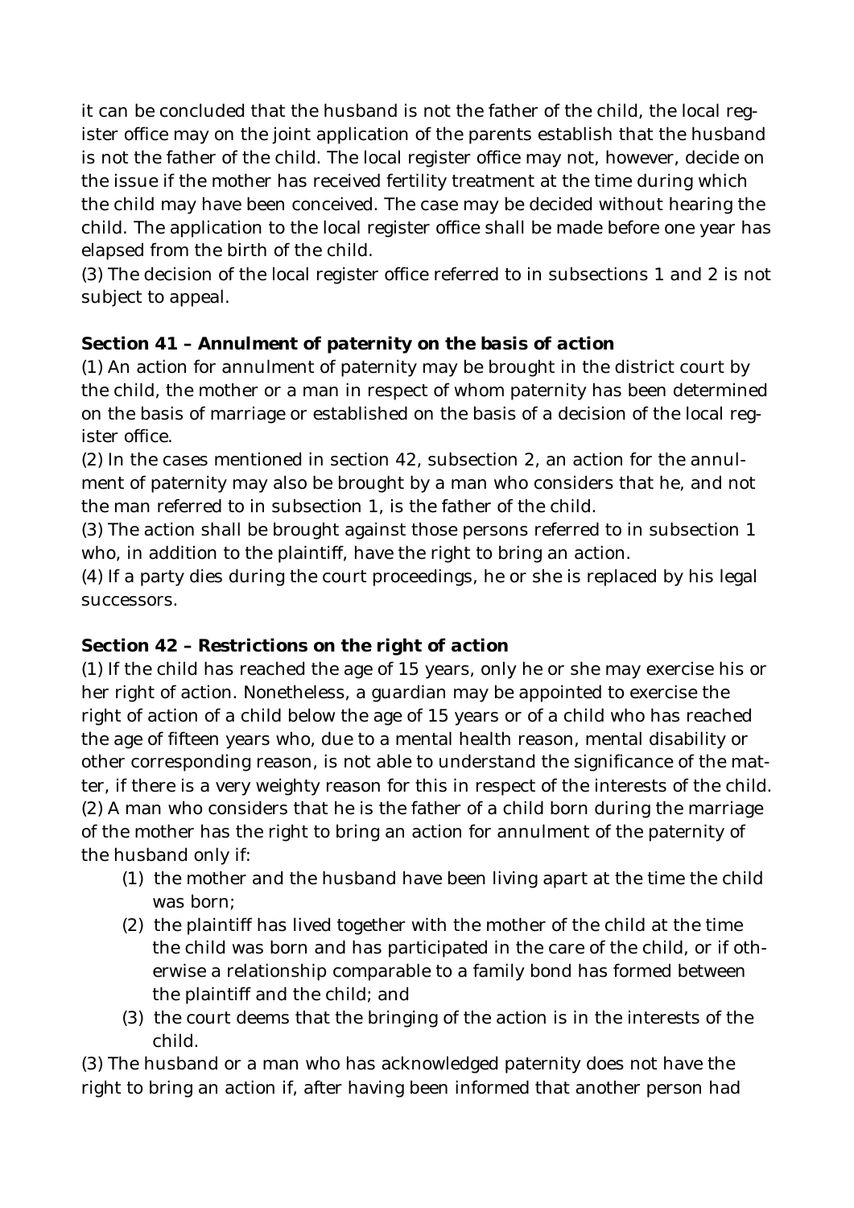it can be concluded that the husband is not the father of the child, the local register office may on the joint application of the parents establish that the husband is not the father of the child. The local register office may not, however, decide on the issue if the mother has received fertility treatment at the time during which the child may have been conceived. The case may be decided without hearing the child. The application to the local register office shall be made before one year has elapsed from the birth of the child.
(3) The decision of the local register office referred to in subsections 1 and 2 is not subject to appeal.

**Section 41 – Annulment of paternity on the basis of action**
(1) An action for annulment of paternity may be brought in the district court by the child, the mother or a man in respect of whom paternity has been determined on the basis of marriage or established on the basis of a decision of the local register office.
(2) In the cases mentioned in section 42, subsection 2, an action for the annulment of paternity may also be brought by a man who considers that he, and not the man referred to in subsection 1, is the father of the child.
(3) The action shall be brought against those persons referred to in subsection 1 who, in addition to the plaintiff, have the right to bring an action.
(4) If a party dies during the court proceedings, he or she is replaced by his legal successors.

**Section 42 – Restrictions on the right of action**
(1) If the child has reached the age of 15 years, only he or she may exercise his or her right of action. Nonetheless, a guardian may be appointed to exercise the right of action of a child below the age of 15 years or of a child who has reached the age of fifteen years who, due to a mental health reason, mental disability or other corresponding reason, is not able to understand the significance of the matter, if there is a very weighty reason for this in respect of the interests of the child.
(2) A man who considers that he is the father of a child born during the marriage of the mother has the right to bring an action for annulment of the paternity of the husband only if:

1. the mother and the husband have been living apart at the time the child was born;
2. the plaintiff has lived together with the mother of the child at the time the child was born and has participated in the care of the child, or if otherwise a relationship comparable to a family bond has formed between the plaintiff and the child; and
3. the court deems that the bringing of the action is in the interests of the child.

(3) The husband or a man who has acknowledged paternity does not have the right to bring an action if, after having been informed that another person had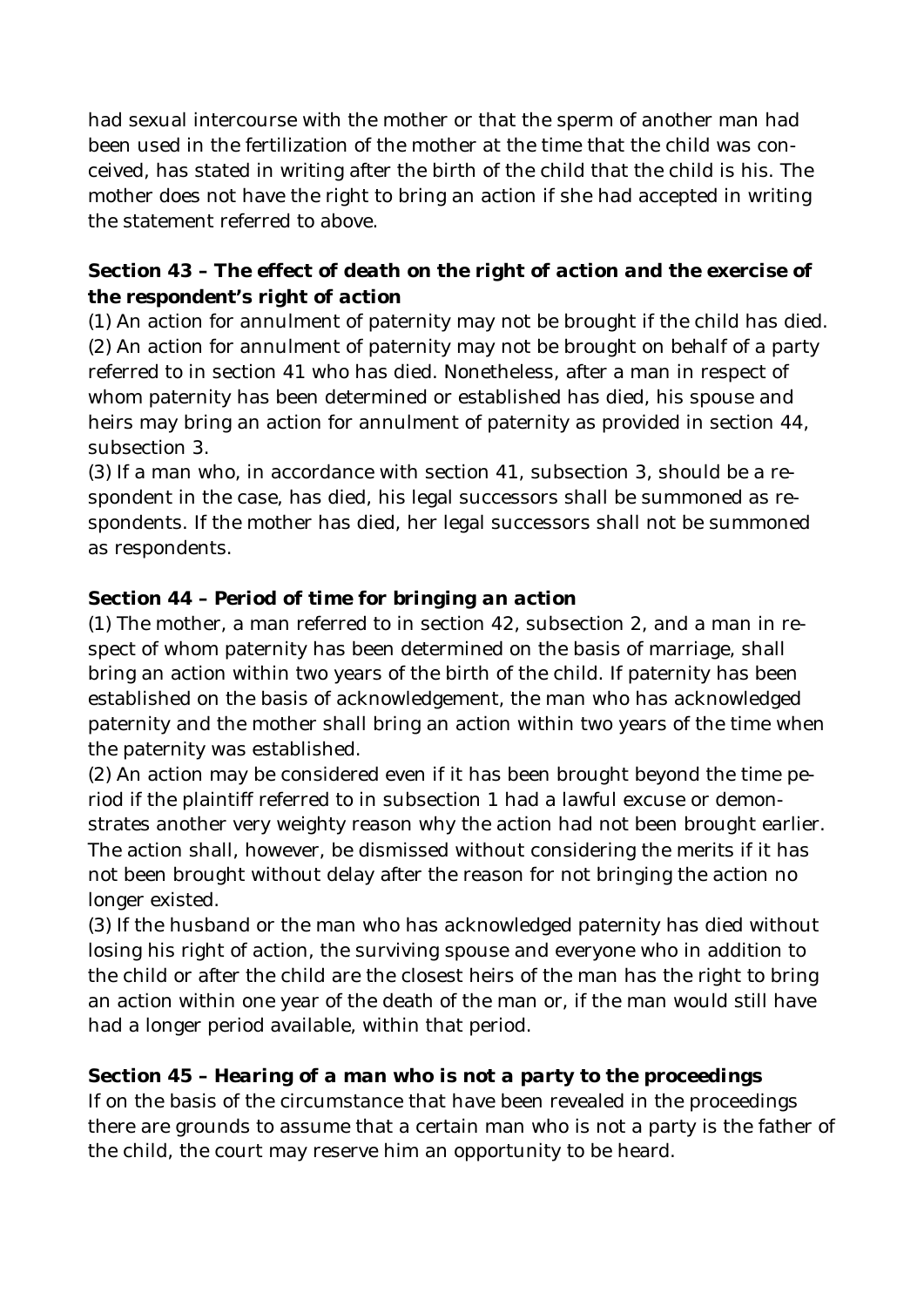had sexual intercourse with the mother or that the sperm of another man had been used in the fertilization of the mother at the time that the child was conceived, has stated in writing after the birth of the child that the child is his. The mother does not have the right to bring an action if she had accepted in writing the statement referred to above.

**Section 43 – *The effect of death on the right of action and the exercise of the respondent's right of action***
(1) An action for annulment of paternity may not be brought if the child has died.
(2) An action for annulment of paternity may not be brought on behalf of a party referred to in section 41 who has died. Nonetheless, after a man in respect of whom paternity has been determined or established has died, his spouse and heirs may bring an action for annulment of paternity as provided in section 44, subsection 3.
(3) If a man who, in accordance with section 41, subsection 3, should be a respondent in the case, has died, his legal successors shall be summoned as respondents. If the mother has died, her legal successors shall not be summoned as respondents.

**Section 44 – *Period of time for bringing an action***
(1) The mother, a man referred to in section 42, subsection 2, and a man in respect of whom paternity has been determined on the basis of marriage, shall bring an action within two years of the birth of the child. If paternity has been established on the basis of acknowledgement, the man who has acknowledged paternity and the mother shall bring an action within two years of the time when the paternity was established.
(2) An action may be considered even if it has been brought beyond the time period if the plaintiff referred to in subsection 1 had a lawful excuse or demonstrates another very weighty reason why the action had not been brought earlier. The action shall, however, be dismissed without considering the merits if it has not been brought without delay after the reason for not bringing the action no longer existed.
(3) If the husband or the man who has acknowledged paternity has died without losing his right of action, the surviving spouse and everyone who in addition to the child or after the child are the closest heirs of the man has the right to bring an action within one year of the death of the man or, if the man would still have had a longer period available, within that period.

**Section 45 – *Hearing of a man who is not a party to the proceedings***
If on the basis of the circumstance that have been revealed in the proceedings there are grounds to assume that a certain man who is not a party is the father of the child, the court may reserve him an opportunity to be heard.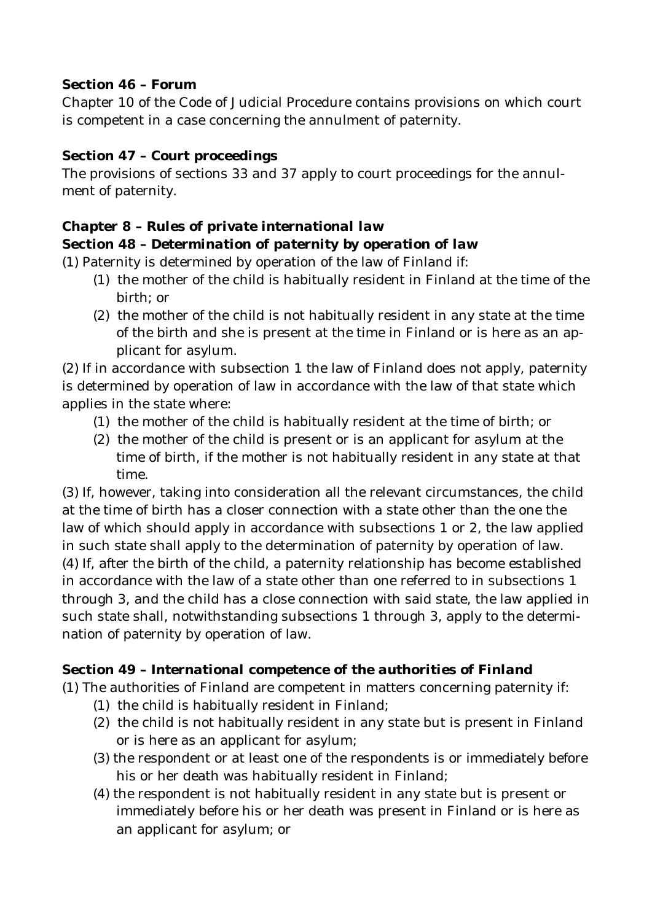**Section 46 – Forum**

Chapter 10 of the Code of Judicial Procedure contains provisions on which court is competent in a case concerning the annulment of paternity.

**Section 47 – Court proceedings**

The provisions of sections 33 and 37 apply to court proceedings for the annulment of paternity.

***Chapter 8 – Rules of private international law***

***Section 48 – Determination of paternity by operation of law***

(1) Paternity is determined by operation of the law of Finland if:

(1) the mother of the child is habitually resident in Finland at the time of the birth; or
(2) the mother of the child is not habitually resident in any state at the time of the birth and she is present at the time in Finland or is here as an applicant for asylum.

(2) If in accordance with subsection 1 the law of Finland does not apply, paternity is determined by operation of law in accordance with the law of that state which applies in the state where:

(1) the mother of the child is habitually resident at the time of birth; or
(2) the mother of the child is present or is an applicant for asylum at the time of birth, if the mother is not habitually resident in any state at that time.

(3) If, however, taking into consideration all the relevant circumstances, the child at the time of birth has a closer connection with a state other than the one the law of which should apply in accordance with subsections 1 or 2, the law applied in such state shall apply to the determination of paternity by operation of law.

(4) If, after the birth of the child, a paternity relationship has become established in accordance with the law of a state other than one referred to in subsections 1 through 3, and the child has a close connection with said state, the law applied in such state shall, notwithstanding subsections 1 through 3, apply to the determination of paternity by operation of law.

***Section 49 – International competence of the authorities of Finland***

(1) The authorities of Finland are competent in matters concerning paternity if:

(1) the child is habitually resident in Finland;
(2) the child is not habitually resident in any state but is present in Finland or is here as an applicant for asylum;
(3) the respondent or at least one of the respondents is or immediately before his or her death was habitually resident in Finland;
(4) the respondent is not habitually resident in any state but is present or immediately before his or her death was present in Finland or is here as an applicant for asylum; or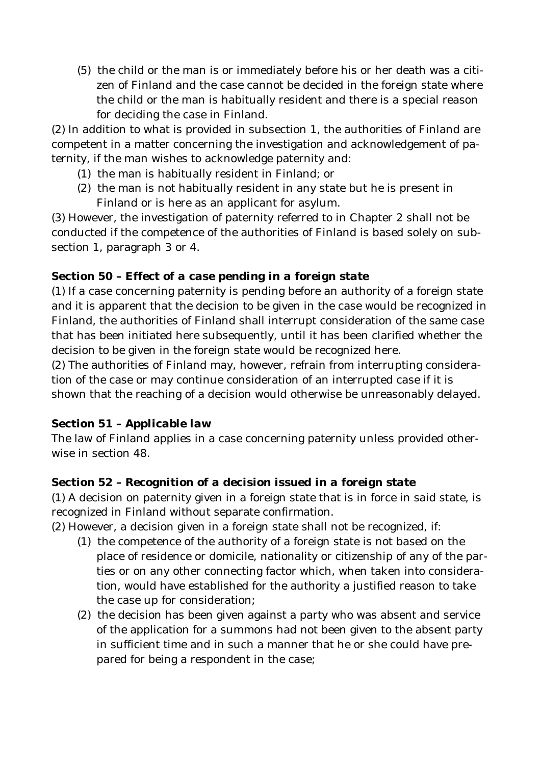(5) the child or the man is or immediately before his or her death was a citizen of Finland and the case cannot be decided in the foreign state where the child or the man is habitually resident and there is a special reason for deciding the case in Finland.

(2) In addition to what is provided in subsection 1, the authorities of Finland are competent in a matter concerning the investigation and acknowledgement of paternity, if the man wishes to acknowledge paternity and:

(1) the man is habitually resident in Finland; or

(2) the man is not habitually resident in any state but he is present in Finland or is here as an applicant for asylum.

(3) However, the investigation of paternity referred to in Chapter 2 shall not be conducted if the competence of the authorities of Finland is based solely on subsection 1, paragraph 3 or 4.

**Section 50 – Effect of a case pending in a foreign state**

(1) If a case concerning paternity is pending before an authority of a foreign state and it is apparent that the decision to be given in the case would be recognized in Finland, the authorities of Finland shall interrupt consideration of the same case that has been initiated here subsequently, until it has been clarified whether the decision to be given in the foreign state would be recognized here.

(2) The authorities of Finland may, however, refrain from interrupting consideration of the case or may continue consideration of an interrupted case if it is shown that the reaching of a decision would otherwise be unreasonably delayed.

**Section 51 – Applicable law**

The law of Finland applies in a case concerning paternity unless provided otherwise in section 48.

**Section 52 – Recognition of a decision issued in a foreign state**

(1) A decision on paternity given in a foreign state that is in force in said state, is recognized in Finland without separate confirmation.

(2) However, a decision given in a foreign state shall not be recognized, if:

(1) the competence of the authority of a foreign state is not based on the place of residence or domicile, nationality or citizenship of any of the parties or on any other connecting factor which, when taken into consideration, would have established for the authority a justified reason to take the case up for consideration;

(2) the decision has been given against a party who was absent and service of the application for a summons had not been given to the absent party in sufficient time and in such a manner that he or she could have prepared for being a respondent in the case;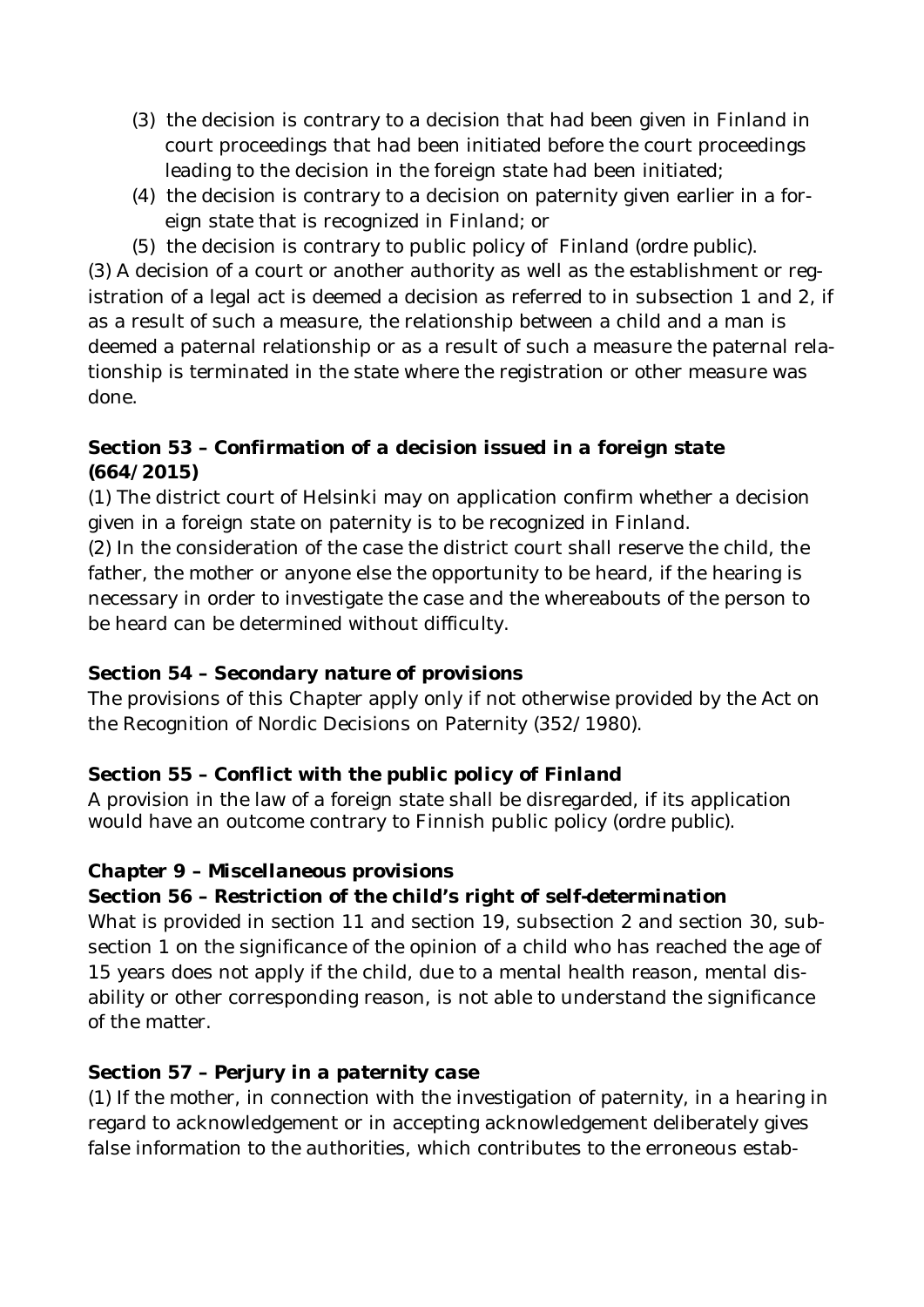(3) the decision is contrary to a decision that had been given in Finland in court proceedings that had been initiated before the court proceedings leading to the decision in the foreign state had been initiated;

(4) the decision is contrary to a decision on paternity given earlier in a foreign state that is recognized in Finland; or

(5) the decision is contrary to public policy of Finland (ordre public).

(3) A decision of a court or another authority as well as the establishment or registration of a legal act is deemed a decision as referred to in subsection 1 and 2, if as a result of such a measure, the relationship between a child and a man is deemed a paternal relationship or as a result of such a measure the paternal relationship is terminated in the state where the registration or other measure was done.

**Section 53 – Confirmation of a decision issued in a foreign state (664/2015)**

(1) The district court of Helsinki may on application confirm whether a decision given in a foreign state on paternity is to be recognized in Finland.

(2) In the consideration of the case the district court shall reserve the child, the father, the mother or anyone else the opportunity to be heard, if the hearing is necessary in order to investigate the case and the whereabouts of the person to be heard can be determined without difficulty.

**Section 54 – Secondary nature of provisions**

The provisions of this Chapter apply only if not otherwise provided by the Act on the Recognition of Nordic Decisions on Paternity (352/1980).

**Section 55 – Conflict with the public policy of Finland**

A provision in the law of a foreign state shall be disregarded, if its application would have an outcome contrary to Finnish public policy (ordre public).

**Chapter 9 – Miscellaneous provisions**

**Section 56 – Restriction of the child's right of self-determination**

What is provided in section 11 and section 19, subsection 2 and section 30, subsection 1 on the significance of the opinion of a child who has reached the age of 15 years does not apply if the child, due to a mental health reason, mental disability or other corresponding reason, is not able to understand the significance of the matter.

**Section 57 – Perjury in a paternity case**

(1) If the mother, in connection with the investigation of paternity, in a hearing in regard to acknowledgement or in accepting acknowledgement deliberately gives false information to the authorities, which contributes to the erroneous estab-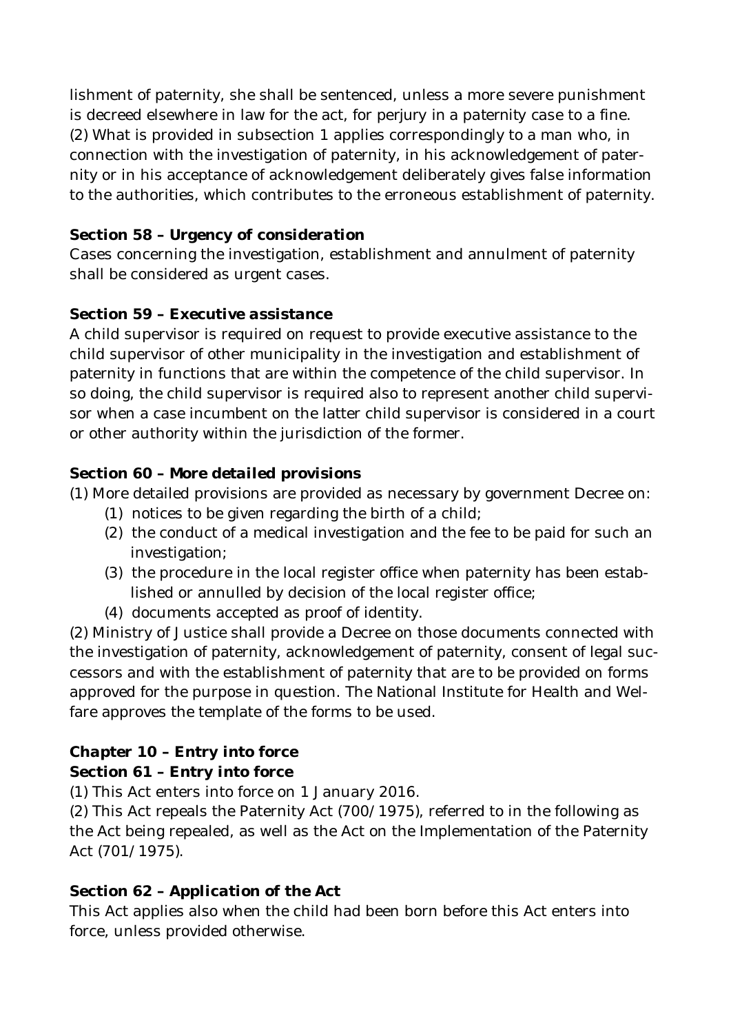lishment of paternity, she shall be sentenced, unless a more severe punishment is decreed elsewhere in law for the act, for perjury in a paternity case to a fine.
(2) What is provided in subsection 1 applies correspondingly to a man who, in connection with the investigation of paternity, in his acknowledgement of paternity or in his acceptance of acknowledgement deliberately gives false information to the authorities, which contributes to the erroneous establishment of paternity.

**Section 58 – Urgency of consideration**
Cases concerning the investigation, establishment and annulment of paternity shall be considered as urgent cases.

**Section 59 – Executive assistance**
A child supervisor is required on request to provide executive assistance to the child supervisor of other municipality in the investigation and establishment of paternity in functions that are within the competence of the child supervisor. In so doing, the child supervisor is required also to represent another child supervisor when a case incumbent on the latter child supervisor is considered in a court or other authority within the jurisdiction of the former.

**Section 60 – More detailed provisions**
(1) More detailed provisions are provided as necessary by government Decree on:

(1) notices to be given regarding the birth of a child;
(2) the conduct of a medical investigation and the fee to be paid for such an investigation;
(3) the procedure in the local register office when paternity has been established or annulled by decision of the local register office;
(4) documents accepted as proof of identity.

(2) Ministry of Justice shall provide a Decree on those documents connected with the investigation of paternity, acknowledgement of paternity, consent of legal successors and with the establishment of paternity that are to be provided on forms approved for the purpose in question. The National Institute for Health and Welfare approves the template of the forms to be used.

## Chapter 10 – Entry into force

**Section 61 – Entry into force**
(1) This Act enters into force on 1 January 2016.
(2) This Act repeals the Paternity Act (700/1975), referred to in the following as the Act being repealed, as well as the Act on the Implementation of the Paternity Act (701/1975).

**Section 62 – Application of the Act**
This Act applies also when the child had been born before this Act enters into force, unless provided otherwise.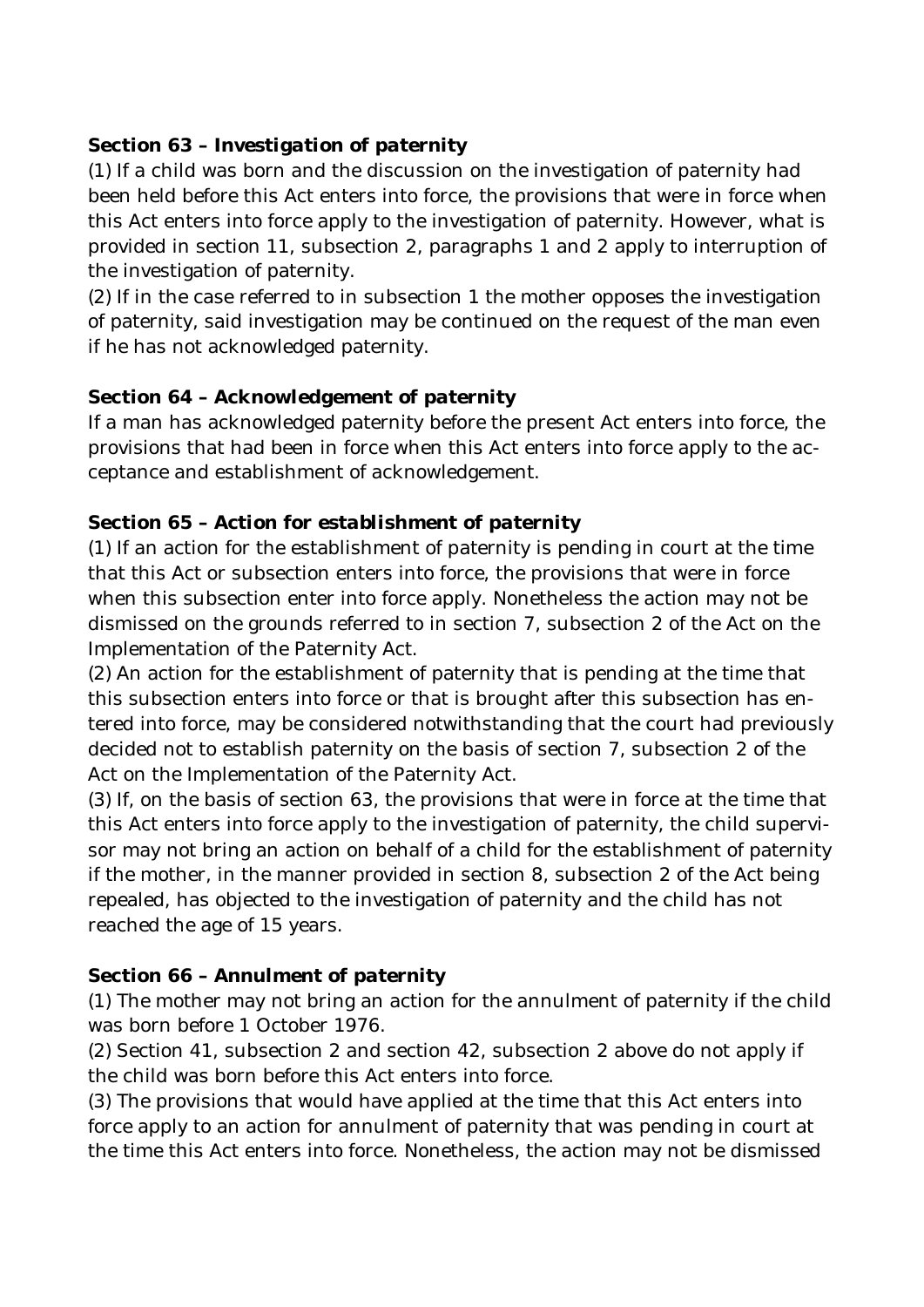**Section 63 – Investigation of paternity**

(1) If a child was born and the discussion on the investigation of paternity had been held before this Act enters into force, the provisions that were in force when this Act enters into force apply to the investigation of paternity. However, what is provided in section 11, subsection 2, paragraphs 1 and 2 apply to interruption of the investigation of paternity.

(2) If in the case referred to in subsection 1 the mother opposes the investigation of paternity, said investigation may be continued on the request of the man even if he has not acknowledged paternity.

**Section 64 – Acknowledgement of paternity**

If a man has acknowledged paternity before the present Act enters into force, the provisions that had been in force when this Act enters into force apply to the acceptance and establishment of acknowledgement.

**Section 65 – Action for establishment of paternity**

(1) If an action for the establishment of paternity is pending in court at the time that this Act or subsection enters into force, the provisions that were in force when this subsection enter into force apply. Nonetheless the action may not be dismissed on the grounds referred to in section 7, subsection 2 of the Act on the Implementation of the Paternity Act.

(2) An action for the establishment of paternity that is pending at the time that this subsection enters into force or that is brought after this subsection has entered into force, may be considered notwithstanding that the court had previously decided not to establish paternity on the basis of section 7, subsection 2 of the Act on the Implementation of the Paternity Act.

(3) If, on the basis of section 63, the provisions that were in force at the time that this Act enters into force apply to the investigation of paternity, the child supervisor may not bring an action on behalf of a child for the establishment of paternity if the mother, in the manner provided in section 8, subsection 2 of the Act being repealed, has objected to the investigation of paternity and the child has not reached the age of 15 years.

**Section 66 – Annulment of paternity**

(1) The mother may not bring an action for the annulment of paternity if the child was born before 1 October 1976.

(2) Section 41, subsection 2 and section 42, subsection 2 above do not apply if the child was born before this Act enters into force.

(3) The provisions that would have applied at the time that this Act enters into force apply to an action for annulment of paternity that was pending in court at the time this Act enters into force. Nonetheless, the action may not be dismissed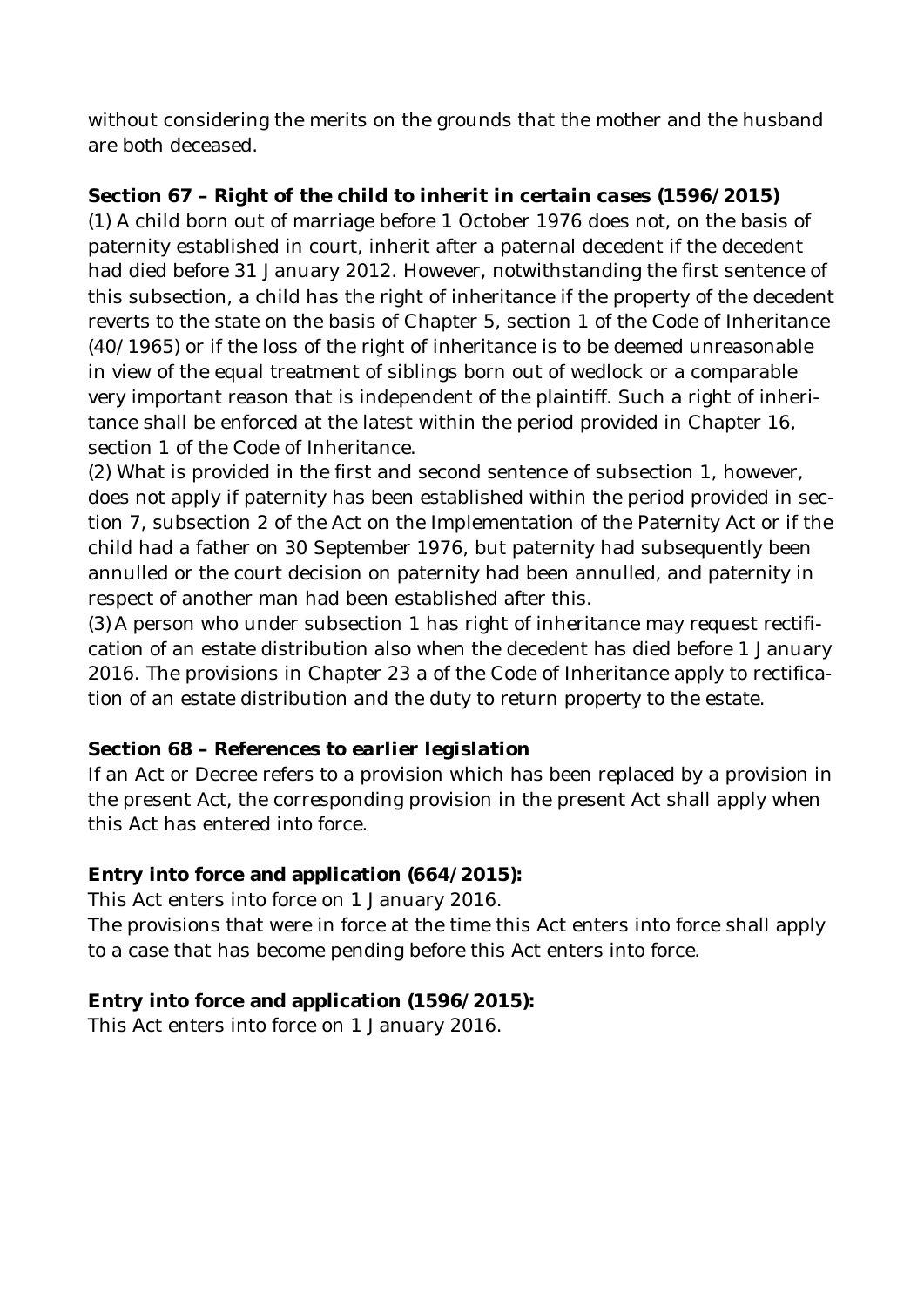without considering the merits on the grounds that the mother and the husband are both deceased.

### Section 67 – Right of the child to inherit in certain cases (1596/2015)

(1) A child born out of marriage before 1 October 1976 does not, on the basis of paternity established in court, inherit after a paternal decedent if the decedent had died before 31 January 2012. However, notwithstanding the first sentence of this subsection, a child has the right of inheritance if the property of the decedent reverts to the state on the basis of Chapter 5, section 1 of the Code of Inheritance (40/1965) or if the loss of the right of inheritance is to be deemed unreasonable in view of the equal treatment of siblings born out of wedlock or a comparable very important reason that is independent of the plaintiff. Such a right of inheritance shall be enforced at the latest within the period provided in Chapter 16, section 1 of the Code of Inheritance.

(2) What is provided in the first and second sentence of subsection 1, however, does not apply if paternity has been established within the period provided in section 7, subsection 2 of the Act on the Implementation of the Paternity Act or if the child had a father on 30 September 1976, but paternity had subsequently been annulled or the court decision on paternity had been annulled, and paternity in respect of another man had been established after this.

(3) A person who under subsection 1 has right of inheritance may request rectification of an estate distribution also when the decedent has died before 1 January 2016. The provisions in Chapter 23 a of the Code of Inheritance apply to rectification of an estate distribution and the duty to return property to the estate.

### Section 68 – References to earlier legislation

If an Act or Decree refers to a provision which has been replaced by a provision in the present Act, the corresponding provision in the present Act shall apply when this Act has entered into force.

### Entry into force and application (664/2015):

This Act enters into force on 1 January 2016.

The provisions that were in force at the time this Act enters into force shall apply to a case that has become pending before this Act enters into force.

### Entry into force and application (1596/2015):

This Act enters into force on 1 January 2016.